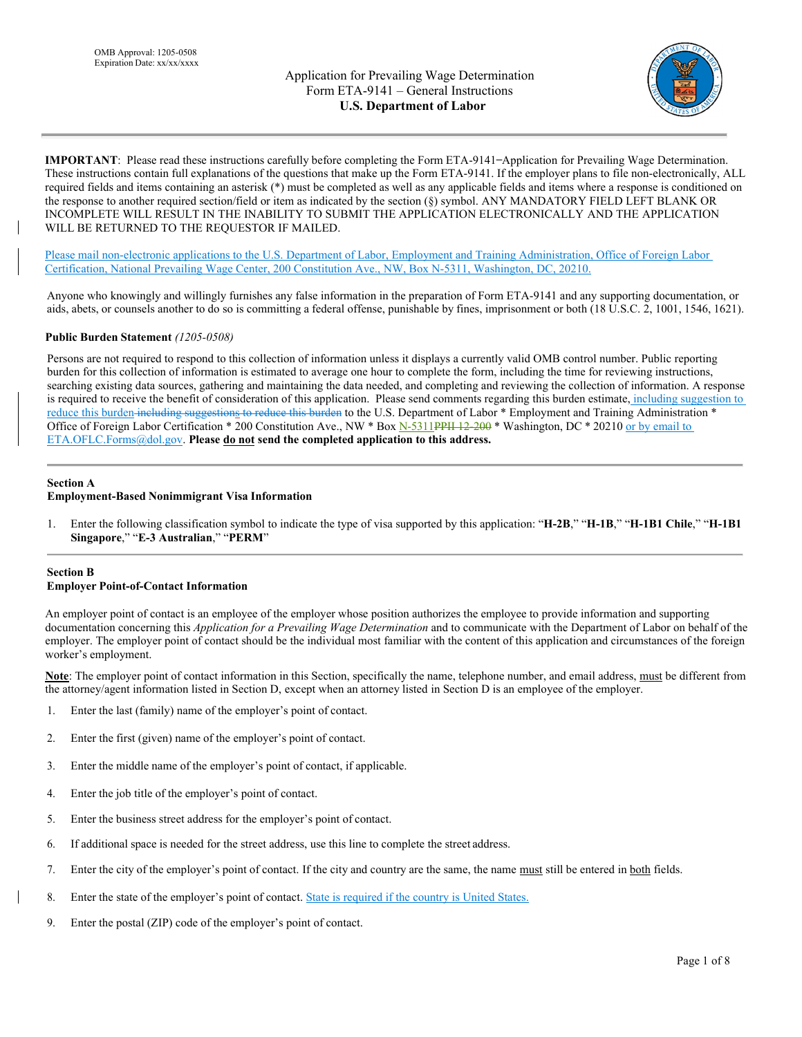OMB Approval: 1205-0508
Expiration Date: xx/xx/xxxx

# Application for Prevailing Wage Determination
## Form ETA-9141 – General Instructions
## U.S. Department of Labor

**IMPORTANT**: Please read these instructions carefully before completing the Form ETA-9141–Application for Prevailing Wage Determination. These instructions contain full explanations of the questions that make up the Form ETA-9141. If the employer plans to file non-electronically, ALL required fields and items containing an asterisk (*) must be completed as well as any applicable fields and items where a response is conditioned on the response to another required section/field or item as indicated by the section (§) symbol. ANY MANDATORY FIELD LEFT BLANK OR INCOMPLETE WILL RESULT IN THE INABILITY TO SUBMIT THE APPLICATION ELECTRONICALLY AND THE APPLICATION WILL BE RETURNED TO THE REQUESTOR IF MAILED.

Please mail non-electronic applications to the U.S. Department of Labor, Employment and Training Administration, Office of Foreign Labor Certification, National Prevailing Wage Center, 200 Constitution Ave., NW, Box N-5311, Washington, DC, 20210.

Anyone who knowingly and willingly furnishes any false information in the preparation of Form ETA-9141 and any supporting documentation, or aids, abets, or counsels another to do so is committing a federal offense, punishable by fines, imprisonment or both (18 U.S.C. 2, 1001, 1546, 1621).

**Public Burden Statement** *(1205-0508)*

Persons are not required to respond to this collection of information unless it displays a currently valid OMB control number. Public reporting burden for this collection of information is estimated to average one hour to complete the form, including the time for reviewing instructions, searching existing data sources, gathering and maintaining the data needed, and completing and reviewing the collection of information. A response is required to receive the benefit of consideration of this application. Please send comments regarding this burden estimate, including suggestion to reduce this burden ~~including suggestions to reduce this burden~~ to the U.S. Department of Labor * Employment and Training Administration * Office of Foreign Labor Certification * 200 Constitution Ave., NW * Box N-5311~~PPII 12-200~~ * Washington, DC * 20210 or by email to ETA.OFLC.Forms@dol.gov. **Please do not send the completed application to this address.**

### Section A
### Employment-Based Nonimmigrant Visa Information

1. Enter the following classification symbol to indicate the type of visa supported by this application: "**H-2B**," "**H-1B**," "**H-1B1 Chile**," "**H-1B1 Singapore**," "**E-3 Australian**," "**PERM**"

### Section B
### Employer Point-of-Contact Information

An employer point of contact is an employee of the employer whose position authorizes the employee to provide information and supporting documentation concerning this *Application for a Prevailing Wage Determination* and to communicate with the Department of Labor on behalf of the employer. The employer point of contact should be the individual most familiar with the content of this application and circumstances of the foreign worker's employment.

**Note**: The employer point of contact information in this Section, specifically the name, telephone number, and email address, must be different from the attorney/agent information listed in Section D, except when an attorney listed in Section D is an employee of the employer.

1. Enter the last (family) name of the employer's point of contact.
2. Enter the first (given) name of the employer's point of contact.
3. Enter the middle name of the employer's point of contact, if applicable.
4. Enter the job title of the employer's point of contact.
5. Enter the business street address for the employer's point of contact.
6. If additional space is needed for the street address, use this line to complete the street address.
7. Enter the city of the employer's point of contact. If the city and country are the same, the name must still be entered in both fields.
8. Enter the state of the employer's point of contact. State is required if the country is United States.
9. Enter the postal (ZIP) code of the employer's point of contact.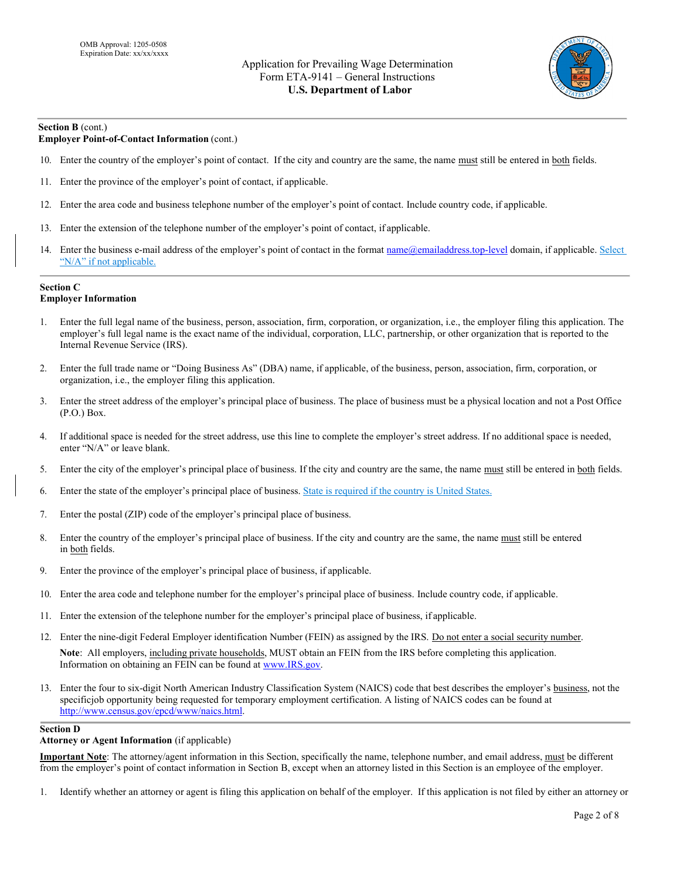**Section B** (cont.)
**Employer Point-of-Contact Information** (cont.)

10. Enter the country of the employer's point of contact. If the city and country are the same, the name must still be entered in both fields.

11. Enter the province of the employer's point of contact, if applicable.

12. Enter the area code and business telephone number of the employer's point of contact. Include country code, if applicable.

13. Enter the extension of the telephone number of the employer's point of contact, if applicable.

14. Enter the business e-mail address of the employer's point of contact in the format name@emailaddress.top-level domain, if applicable. Select "N/A" if not applicable.

**Section C**
**Employer Information**

1. Enter the full legal name of the business, person, association, firm, corporation, or organization, i.e., the employer filing this application. The employer's full legal name is the exact name of the individual, corporation, LLC, partnership, or other organization that is reported to the Internal Revenue Service (IRS).

2. Enter the full trade name or "Doing Business As" (DBA) name, if applicable, of the business, person, association, firm, corporation, or organization, i.e., the employer filing this application.

3. Enter the street address of the employer's principal place of business. The place of business must be a physical location and not a Post Office (P.O.) Box.

4. If additional space is needed for the street address, use this line to complete the employer's street address. If no additional space is needed, enter "N/A" or leave blank.

5. Enter the city of the employer's principal place of business. If the city and country are the same, the name must still be entered in both fields.

6. Enter the state of the employer's principal place of business. State is required if the country is United States.

7. Enter the postal (ZIP) code of the employer's principal place of business.

8. Enter the country of the employer's principal place of business. If the city and country are the same, the name must still be entered in both fields.

9. Enter the province of the employer's principal place of business, if applicable.

10. Enter the area code and telephone number for the employer's principal place of business. Include country code, if applicable.

11. Enter the extension of the telephone number for the employer's principal place of business, if applicable.

12. Enter the nine-digit Federal Employer identification Number (FEIN) as assigned by the IRS. Do not enter a social security number.

    **Note**: All employers, including private households, MUST obtain an FEIN from the IRS before completing this application. Information on obtaining an FEIN can be found at www.IRS.gov.

13. Enter the four to six-digit North American Industry Classification System (NAICS) code that best describes the employer's business, not the specificjob opportunity being requested for temporary employment certification. A listing of NAICS codes can be found at http://www.census.gov/epcd/www/naics.html.

**Section D**
**Attorney or Agent Information** (if applicable)

**Important Note**: The attorney/agent information in this Section, specifically the name, telephone number, and email address, must be different from the employer's point of contact information in Section B, except when an attorney listed in this Section is an employee of the employer.

1. Identify whether an attorney or agent is filing this application on behalf of the employer. If this application is not filed by either an attorney or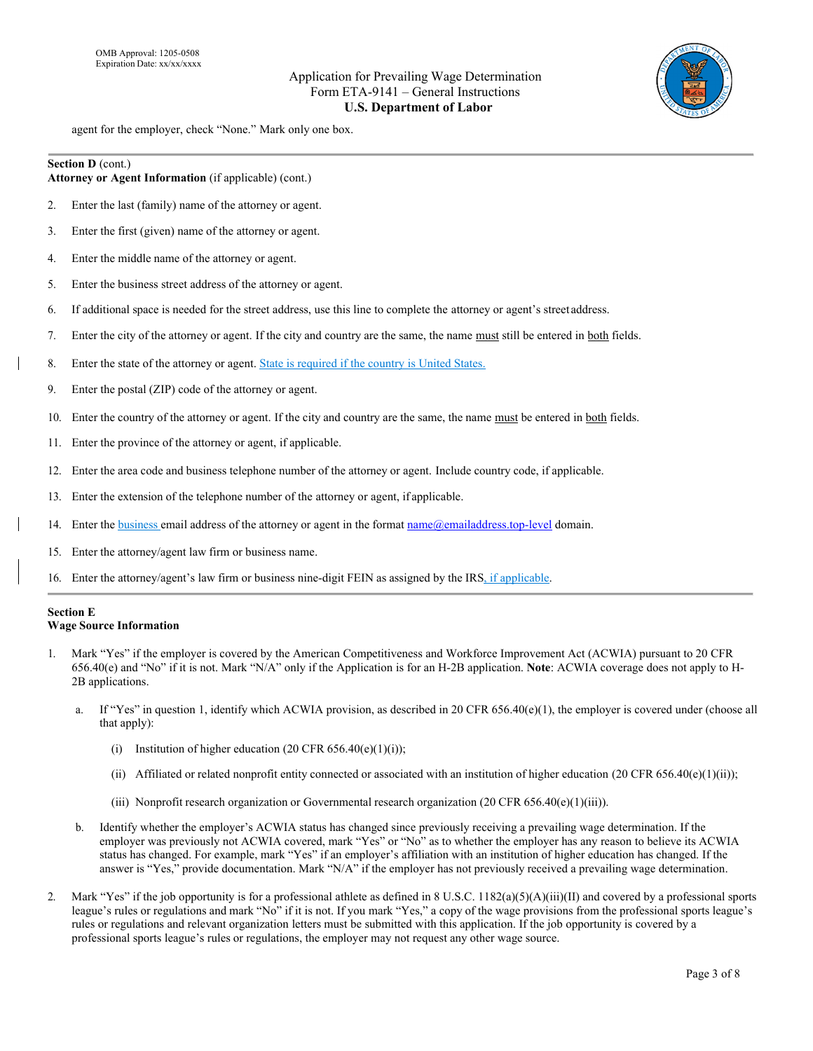agent for the employer, check "None." Mark only one box.

**Section D** (cont.)
**Attorney or Agent Information** (if applicable) (cont.)

2. Enter the last (family) name of the attorney or agent.
3. Enter the first (given) name of the attorney or agent.
4. Enter the middle name of the attorney or agent.
5. Enter the business street address of the attorney or agent.
6. If additional space is needed for the street address, use this line to complete the attorney or agent's street address.
7. Enter the city of the attorney or agent. If the city and country are the same, the name must still be entered in both fields.
8. Enter the state of the attorney or agent. State is required if the country is United States.
9. Enter the postal (ZIP) code of the attorney or agent.
10. Enter the country of the attorney or agent. If the city and country are the same, the name must be entered in both fields.
11. Enter the province of the attorney or agent, if applicable.
12. Enter the area code and business telephone number of the attorney or agent. Include country code, if applicable.
13. Enter the extension of the telephone number of the attorney or agent, if applicable.
14. Enter the business email address of the attorney or agent in the format name@emailaddress.top-level domain.
15. Enter the attorney/agent law firm or business name.
16. Enter the attorney/agent's law firm or business nine-digit FEIN as assigned by the IRS, if applicable.

**Section E**
**Wage Source Information**

1. Mark "Yes" if the employer is covered by the American Competitiveness and Workforce Improvement Act (ACWIA) pursuant to 20 CFR 656.40(e) and "No" if it is not. Mark "N/A" only if the Application is for an H-2B application. **Note**: ACWIA coverage does not apply to H-2B applications.

   a. If "Yes" in question 1, identify which ACWIA provision, as described in 20 CFR 656.40(e)(1), the employer is covered under (choose all that apply):

      (i) Institution of higher education (20 CFR 656.40(e)(1)(i));

      (ii) Affiliated or related nonprofit entity connected or associated with an institution of higher education (20 CFR 656.40(e)(1)(ii));

      (iii) Nonprofit research organization or Governmental research organization (20 CFR 656.40(e)(1)(iii)).

   b. Identify whether the employer's ACWIA status has changed since previously receiving a prevailing wage determination. If the employer was previously not ACWIA covered, mark "Yes" or "No" as to whether the employer has any reason to believe its ACWIA status has changed. For example, mark "Yes" if an employer's affiliation with an institution of higher education has changed. If the answer is "Yes," provide documentation. Mark "N/A" if the employer has not previously received a prevailing wage determination.

2. Mark "Yes" if the job opportunity is for a professional athlete as defined in 8 U.S.C. 1182(a)(5)(A)(iii)(II) and covered by a professional sports league's rules or regulations and mark "No" if it is not. If you mark "Yes," a copy of the wage provisions from the professional sports league's rules or regulations and relevant organization letters must be submitted with this application. If the job opportunity is covered by a professional sports league's rules or regulations, the employer may not request any other wage source.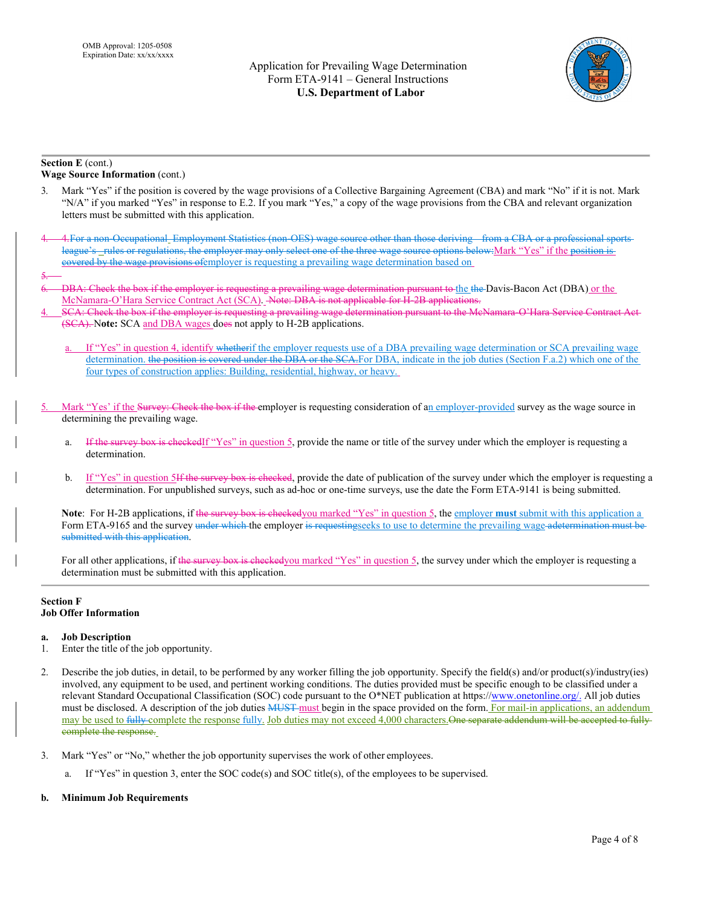**Section E** (cont.)
**Wage Source Information** (cont.)

3. Mark "Yes" if the position is covered by the wage provisions of a Collective Bargaining Agreement (CBA) and mark "No" if it is not. Mark "N/A" if you marked "Yes" in response to E.2. If you mark "Yes," a copy of the wage provisions from the CBA and relevant organization letters must be submitted with this application.

4. ~~4.For a non-Occupational Employment Statistics (non-OES) wage source other than those deriving from a CBA or a professional sports league's rules or regulations, the employer may only select one of the three wage source options below:~~Mark "Yes" if the ~~position is covered by the wage provisions of~~employer is requesting a prevailing wage determination based on

~~5.~~

~~6. DBA: Check the box if the employer is requesting a prevailing wage determination pursuant to~~ the ~~the~~ Davis-Bacon Act (DBA) or the McNamara-O'Hara Service Contract Act (SCA). ~~Note: DBA is not applicable for H-2B applications.~~

~~4. SCA: Check the box if the employer is requesting a prevailing wage determination pursuant to the McNamara-O'Hara Service Contract Act (SCA).~~ **Note:** SCA and DBA wages do~~es~~ not apply to H-2B applications.

   a. If "Yes" in question 4, identify ~~whether~~if the employer requests use of a DBA prevailing wage determination or SCA prevailing wage determination. ~~the position is covered under the DBA or the SCA.~~For DBA, indicate in the job duties (Section F.a.2) which one of the four types of construction applies: Building, residential, highway, or heavy.

5. Mark "Yes' if the ~~Survey: Check the box if the~~ employer is requesting consideration of an employer-provided survey as the wage source in determining the prevailing wage.

   a. ~~If the survey box is checked~~If "Yes" in question 5, provide the name or title of the survey under which the employer is requesting a determination.

   b. If "Yes" in question 5~~If the survey box is checked~~, provide the date of publication of the survey under which the employer is requesting a determination. For unpublished surveys, such as ad-hoc or one-time surveys, use the date the Form ETA-9141 is being submitted.

   **Note**: For H-2B applications, if ~~the survey box is checked~~you marked "Yes" in question 5, the employer **must** submit with this application a Form ETA-9165 and the survey ~~under which~~ the employer ~~is requesting~~seeks to use to determine the prevailing wage ~~a determination must be submitted with this application~~.

   For all other applications, if ~~the survey box is checked~~you marked "Yes" in question 5, the survey under which the employer is requesting a determination must be submitted with this application.

**Section F**
**Job Offer Information**

**a. Job Description**

1. Enter the title of the job opportunity.

2. Describe the job duties, in detail, to be performed by any worker filling the job opportunity. Specify the field(s) and/or product(s)/industry(ies) involved, any equipment to be used, and pertinent working conditions. The duties provided must be specific enough to be classified under a relevant Standard Occupational Classification (SOC) code pursuant to the O*NET publication at https://www.onetonline.org/. All job duties must be disclosed. A description of the job duties ~~MUST~~ must begin in the space provided on the form. For mail-in applications, an addendum may be used to ~~fully~~ complete the response fully. Job duties may not exceed 4,000 characters.~~One separate addendum will be accepted to fully complete the response.~~

3. Mark "Yes" or "No," whether the job opportunity supervises the work of other employees.

   a. If "Yes" in question 3, enter the SOC code(s) and SOC title(s), of the employees to be supervised.

**b. Minimum Job Requirements**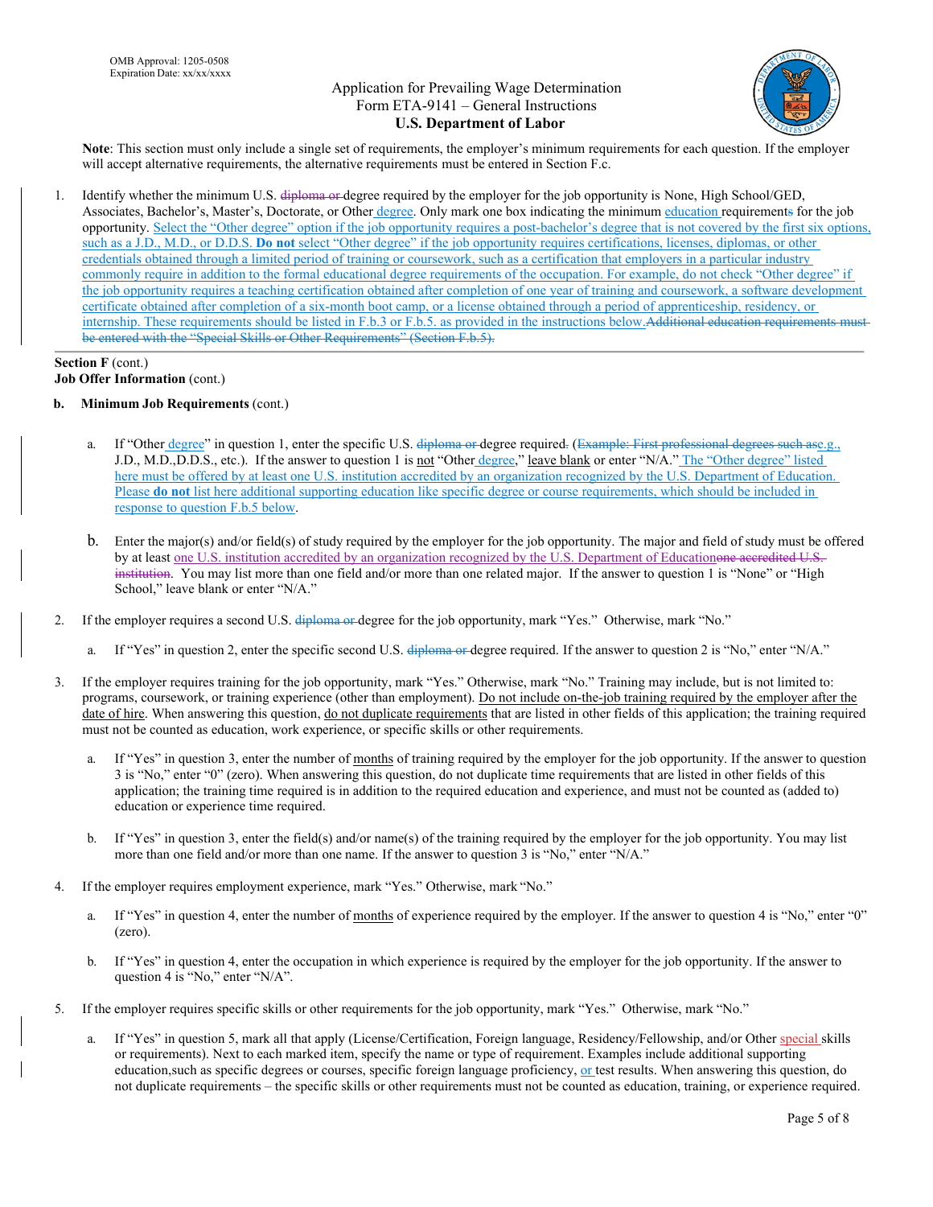OMB Approval: 1205-0508
Expiration Date: xx/xx/xxxx

Application for Prevailing Wage Determination
Form ETA-9141 – General Instructions
**U.S. Department of Labor**

**Note**: This section must only include a single set of requirements, the employer's minimum requirements for each question. If the employer will accept alternative requirements, the alternative requirements must be entered in Section F.c.

1. Identify whether the minimum U.S. ~~diploma or~~ degree required by the employer for the job opportunity is None, High School/GED, Associates, Bachelor's, Master's, Doctorate, or Other degree. Only mark one box indicating the minimum education requirement~~s~~ for the job opportunity. Select the "Other degree" option if the job opportunity requires a post-bachelor's degree that is not covered by the first six options, such as a J.D., M.D., or D.D.S. **Do not** select "Other degree" if the job opportunity requires certifications, licenses, diplomas, or other credentials obtained through a limited period of training or coursework, such as a certification that employers in a particular industry commonly require in addition to the formal educational degree requirements of the occupation. For example, do not check "Other degree" if the job opportunity requires a teaching certification obtained after completion of one year of training and coursework, a software development certificate obtained after completion of a six-month boot camp, or a license obtained through a period of apprenticeship, residency, or internship. These requirements should be listed in F.b.3 or F.b.5. as provided in the instructions below.~~Additional education requirements must be entered with the "Special Skills or Other Requirements" (Section F.b.5).~~

**Section F** (cont.)
**Job Offer Information** (cont.)

**b. Minimum Job Requirements** (cont.)

   a. If "Other degree" in question 1, enter the specific U.S. ~~diploma or~~ degree required~~.~~ (~~Example: First professional degrees such as~~e.g., J.D., M.D.,D.D.S., etc.). If the answer to question 1 is not "Other degree," leave blank or enter "N/A." The "Other degree" listed here must be offered by at least one U.S. institution accredited by an organization recognized by the U.S. Department of Education. Please **do not** list here additional supporting education like specific degree or course requirements, which should be included in response to question F.b.5 below.

   b. Enter the major(s) and/or field(s) of study required by the employer for the job opportunity. The major and field of study must be offered by at least one U.S. institution accredited by an organization recognized by the U.S. Department of Education~~one accredited U.S. institution~~. You may list more than one field and/or more than one related major. If the answer to question 1 is "None" or "High School," leave blank or enter "N/A."

2. If the employer requires a second U.S. ~~diploma or~~ degree for the job opportunity, mark "Yes." Otherwise, mark "No."

   a. If "Yes" in question 2, enter the specific second U.S. ~~diploma or~~ degree required. If the answer to question 2 is "No," enter "N/A."

3. If the employer requires training for the job opportunity, mark "Yes." Otherwise, mark "No." Training may include, but is not limited to: programs, coursework, or training experience (other than employment). Do not include on-the-job training required by the employer after the date of hire. When answering this question, do not duplicate requirements that are listed in other fields of this application; the training required must not be counted as education, work experience, or specific skills or other requirements.

   a. If "Yes" in question 3, enter the number of months of training required by the employer for the job opportunity. If the answer to question 3 is "No," enter "0" (zero). When answering this question, do not duplicate time requirements that are listed in other fields of this application; the training time required is in addition to the required education and experience, and must not be counted as (added to) education or experience time required.

   b. If "Yes" in question 3, enter the field(s) and/or name(s) of the training required by the employer for the job opportunity. You may list more than one field and/or more than one name. If the answer to question 3 is "No," enter "N/A."

4. If the employer requires employment experience, mark "Yes." Otherwise, mark "No."

   a. If "Yes" in question 4, enter the number of months of experience required by the employer. If the answer to question 4 is "No," enter "0" (zero).

   b. If "Yes" in question 4, enter the occupation in which experience is required by the employer for the job opportunity. If the answer to question 4 is "No," enter "N/A".

5. If the employer requires specific skills or other requirements for the job opportunity, mark "Yes." Otherwise, mark "No."

   a. If "Yes" in question 5, mark all that apply (License/Certification, Foreign language, Residency/Fellowship, and/or Other special skills or requirements). Next to each marked item, specify the name or type of requirement. Examples include additional supporting education,such as specific degrees or courses, specific foreign language proficiency, or test results. When answering this question, do not duplicate requirements – the specific skills or other requirements must not be counted as education, training, or experience required.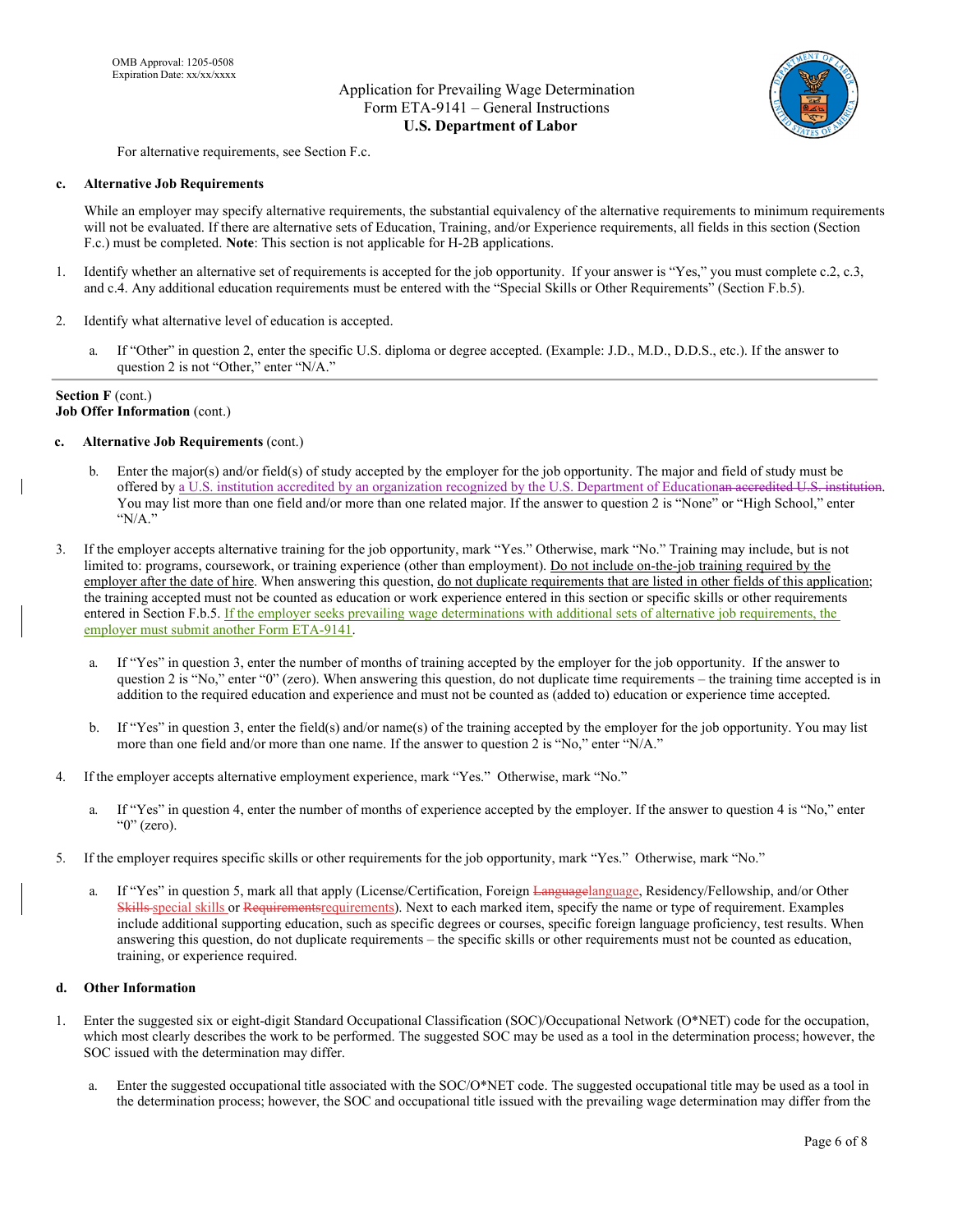For alternative requirements, see Section F.c.

**c. Alternative Job Requirements**

While an employer may specify alternative requirements, the substantial equivalency of the alternative requirements to minimum requirements will not be evaluated. If there are alternative sets of Education, Training, and/or Experience requirements, all fields in this section (Section F.c.) must be completed. **Note**: This section is not applicable for H-2B applications.

1. Identify whether an alternative set of requirements is accepted for the job opportunity. If your answer is "Yes," you must complete c.2, c.3, and c.4. Any additional education requirements must be entered with the "Special Skills or Other Requirements" (Section F.b.5).

2. Identify what alternative level of education is accepted.

   a. If "Other" in question 2, enter the specific U.S. diploma or degree accepted. (Example: J.D., M.D., D.D.S., etc.). If the answer to question 2 is not "Other," enter "N/A."

**Section F** (cont.)
**Job Offer Information** (cont.)

**c. Alternative Job Requirements** (cont.)

   b. Enter the major(s) and/or field(s) of study accepted by the employer for the job opportunity. The major and field of study must be offered by a U.S. institution accredited by an organization recognized by the U.S. Department of Educationan accredited U.S. institution. You may list more than one field and/or more than one related major. If the answer to question 2 is "None" or "High School," enter "N/A."

3. If the employer accepts alternative training for the job opportunity, mark "Yes." Otherwise, mark "No." Training may include, but is not limited to: programs, coursework, or training experience (other than employment). Do not include on-the-job training required by the employer after the date of hire. When answering this question, do not duplicate requirements that are listed in other fields of this application; the training accepted must not be counted as education or work experience entered in this section or specific skills or other requirements entered in Section F.b.5. If the employer seeks prevailing wage determinations with additional sets of alternative job requirements, the employer must submit another Form ETA-9141.

   a. If "Yes" in question 3, enter the number of months of training accepted by the employer for the job opportunity. If the answer to question 2 is "No," enter "0" (zero). When answering this question, do not duplicate time requirements – the training time accepted is in addition to the required education and experience and must not be counted as (added to) education or experience time accepted.

   b. If "Yes" in question 3, enter the field(s) and/or name(s) of the training accepted by the employer for the job opportunity. You may list more than one field and/or more than one name. If the answer to question 2 is "No," enter "N/A."

4. If the employer accepts alternative employment experience, mark "Yes." Otherwise, mark "No."

   a. If "Yes" in question 4, enter the number of months of experience accepted by the employer. If the answer to question 4 is "No," enter "0" (zero).

5. If the employer requires specific skills or other requirements for the job opportunity, mark "Yes." Otherwise, mark "No."

   a. If "Yes" in question 5, mark all that apply (License/Certification, Foreign Languagelanguage, Residency/Fellowship, and/or Other Skills special skills or Requirementsrequirements). Next to each marked item, specify the name or type of requirement. Examples include additional supporting education, such as specific degrees or courses, specific foreign language proficiency, test results. When answering this question, do not duplicate requirements – the specific skills or other requirements must not be counted as education, training, or experience required.

**d. Other Information**

1. Enter the suggested six or eight-digit Standard Occupational Classification (SOC)/Occupational Network (O*NET) code for the occupation, which most clearly describes the work to be performed. The suggested SOC may be used as a tool in the determination process; however, the SOC issued with the determination may differ.

   a. Enter the suggested occupational title associated with the SOC/O*NET code. The suggested occupational title may be used as a tool in the determination process; however, the SOC and occupational title issued with the prevailing wage determination may differ from the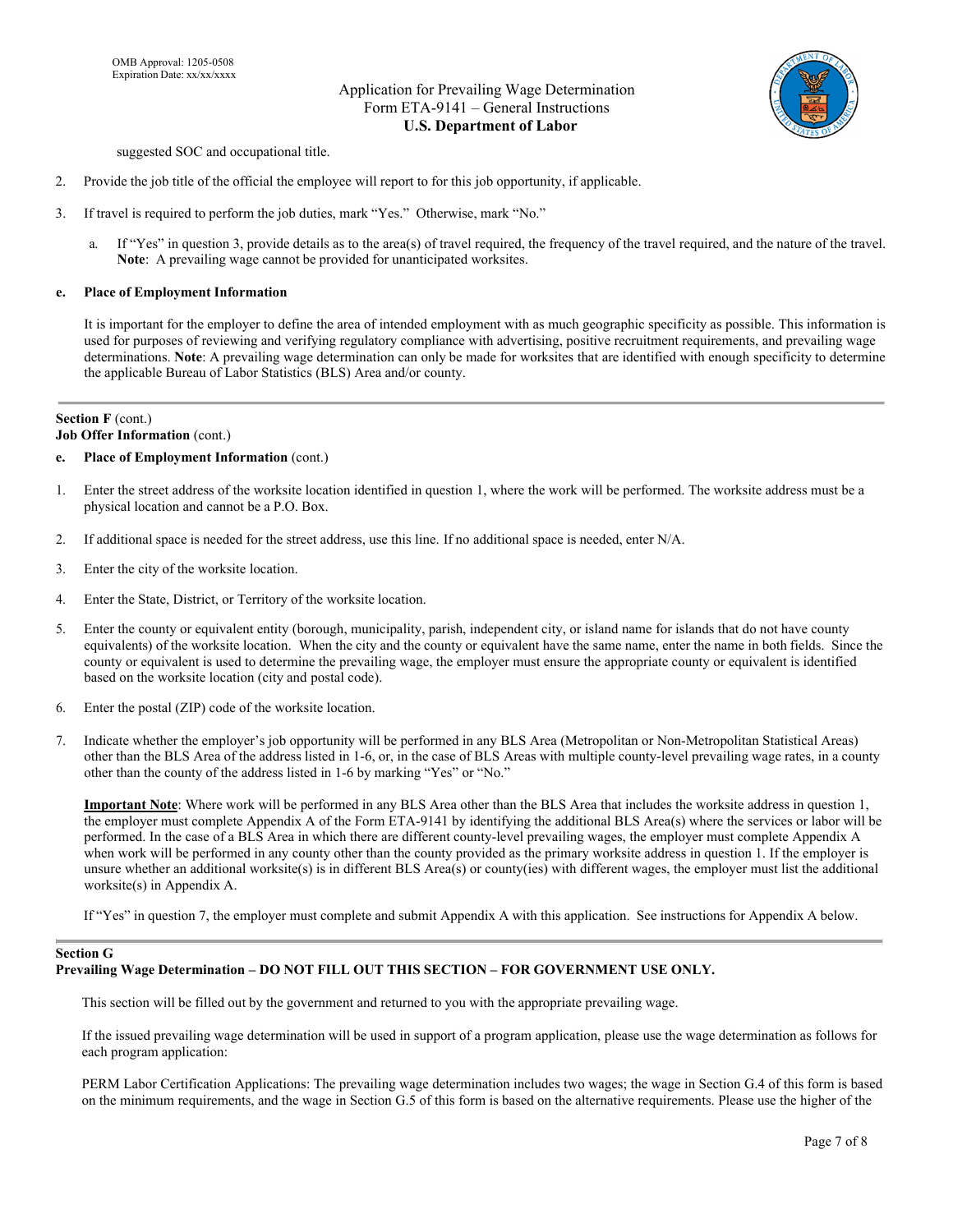suggested SOC and occupational title.

2. Provide the job title of the official the employee will report to for this job opportunity, if applicable.

3. If travel is required to perform the job duties, mark "Yes." Otherwise, mark "No."

   a. If "Yes" in question 3, provide details as to the area(s) of travel required, the frequency of the travel required, and the nature of the travel. **Note**: A prevailing wage cannot be provided for unanticipated worksites.

**e. Place of Employment Information**

It is important for the employer to define the area of intended employment with as much geographic specificity as possible. This information is used for purposes of reviewing and verifying regulatory compliance with advertising, positive recruitment requirements, and prevailing wage determinations. **Note**: A prevailing wage determination can only be made for worksites that are identified with enough specificity to determine the applicable Bureau of Labor Statistics (BLS) Area and/or county.

---

**Section F** (cont.)
**Job Offer Information** (cont.)

**e. Place of Employment Information** (cont.)

1. Enter the street address of the worksite location identified in question 1, where the work will be performed. The worksite address must be a physical location and cannot be a P.O. Box.

2. If additional space is needed for the street address, use this line. If no additional space is needed, enter N/A.

3. Enter the city of the worksite location.

4. Enter the State, District, or Territory of the worksite location.

5. Enter the county or equivalent entity (borough, municipality, parish, independent city, or island name for islands that do not have county equivalents) of the worksite location. When the city and the county or equivalent have the same name, enter the name in both fields. Since the county or equivalent is used to determine the prevailing wage, the employer must ensure the appropriate county or equivalent is identified based on the worksite location (city and postal code).

6. Enter the postal (ZIP) code of the worksite location.

7. Indicate whether the employer's job opportunity will be performed in any BLS Area (Metropolitan or Non-Metropolitan Statistical Areas) other than the BLS Area of the address listed in 1-6, or, in the case of BLS Areas with multiple county-level prevailing wage rates, in a county other than the county of the address listed in 1-6 by marking "Yes" or "No."

   **Important Note**: Where work will be performed in any BLS Area other than the BLS Area that includes the worksite address in question 1, the employer must complete Appendix A of the Form ETA-9141 by identifying the additional BLS Area(s) where the services or labor will be performed. In the case of a BLS Area in which there are different county-level prevailing wages, the employer must complete Appendix A when work will be performed in any county other than the county provided as the primary worksite address in question 1. If the employer is unsure whether an additional worksite(s) is in different BLS Area(s) or county(ies) with different wages, the employer must list the additional worksite(s) in Appendix A.

   If "Yes" in question 7, the employer must complete and submit Appendix A with this application. See instructions for Appendix A below.

---

**Section G**
**Prevailing Wage Determination – DO NOT FILL OUT THIS SECTION – FOR GOVERNMENT USE ONLY.**

This section will be filled out by the government and returned to you with the appropriate prevailing wage.

If the issued prevailing wage determination will be used in support of a program application, please use the wage determination as follows for each program application:

PERM Labor Certification Applications: The prevailing wage determination includes two wages; the wage in Section G.4 of this form is based on the minimum requirements, and the wage in Section G.5 of this form is based on the alternative requirements. Please use the higher of the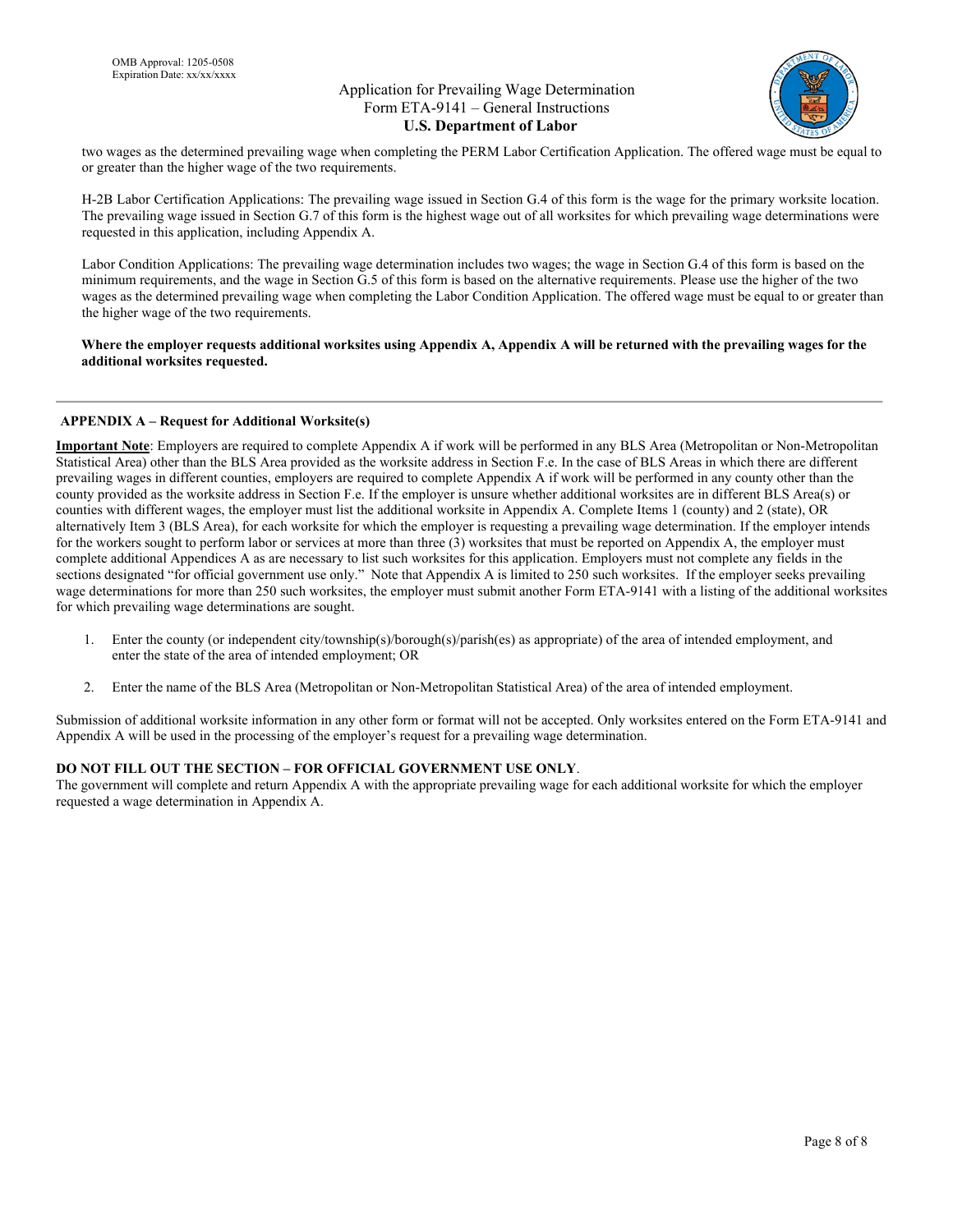two wages as the determined prevailing wage when completing the PERM Labor Certification Application. The offered wage must be equal to or greater than the higher wage of the two requirements.

H-2B Labor Certification Applications: The prevailing wage issued in Section G.4 of this form is the wage for the primary worksite location. The prevailing wage issued in Section G.7 of this form is the highest wage out of all worksites for which prevailing wage determinations were requested in this application, including Appendix A.

Labor Condition Applications: The prevailing wage determination includes two wages; the wage in Section G.4 of this form is based on the minimum requirements, and the wage in Section G.5 of this form is based on the alternative requirements. Please use the higher of the two wages as the determined prevailing wage when completing the Labor Condition Application. The offered wage must be equal to or greater than the higher wage of the two requirements.

**Where the employer requests additional worksites using Appendix A, Appendix A will be returned with the prevailing wages for the additional worksites requested.**

---

## APPENDIX A – Request for Additional Worksite(s)

**Important Note**: Employers are required to complete Appendix A if work will be performed in any BLS Area (Metropolitan or Non-Metropolitan Statistical Area) other than the BLS Area provided as the worksite address in Section F.e. In the case of BLS Areas in which there are different prevailing wages in different counties, employers are required to complete Appendix A if work will be performed in any county other than the county provided as the worksite address in Section F.e. If the employer is unsure whether additional worksites are in different BLS Area(s) or counties with different wages, the employer must list the additional worksite in Appendix A. Complete Items 1 (county) and 2 (state), OR alternatively Item 3 (BLS Area), for each worksite for which the employer is requesting a prevailing wage determination. If the employer intends for the workers sought to perform labor or services at more than three (3) worksites that must be reported on Appendix A, the employer must complete additional Appendices A as are necessary to list such worksites for this application. Employers must not complete any fields in the sections designated "for official government use only." Note that Appendix A is limited to 250 such worksites. If the employer seeks prevailing wage determinations for more than 250 such worksites, the employer must submit another Form ETA-9141 with a listing of the additional worksites for which prevailing wage determinations are sought.

1. Enter the county (or independent city/township(s)/borough(s)/parish(es) as appropriate) of the area of intended employment, and enter the state of the area of intended employment; OR
2. Enter the name of the BLS Area (Metropolitan or Non-Metropolitan Statistical Area) of the area of intended employment.

Submission of additional worksite information in any other form or format will not be accepted. Only worksites entered on the Form ETA-9141 and Appendix A will be used in the processing of the employer's request for a prevailing wage determination.

**DO NOT FILL OUT THE SECTION – FOR OFFICIAL GOVERNMENT USE ONLY**.
The government will complete and return Appendix A with the appropriate prevailing wage for each additional worksite for which the employer requested a wage determination in Appendix A.